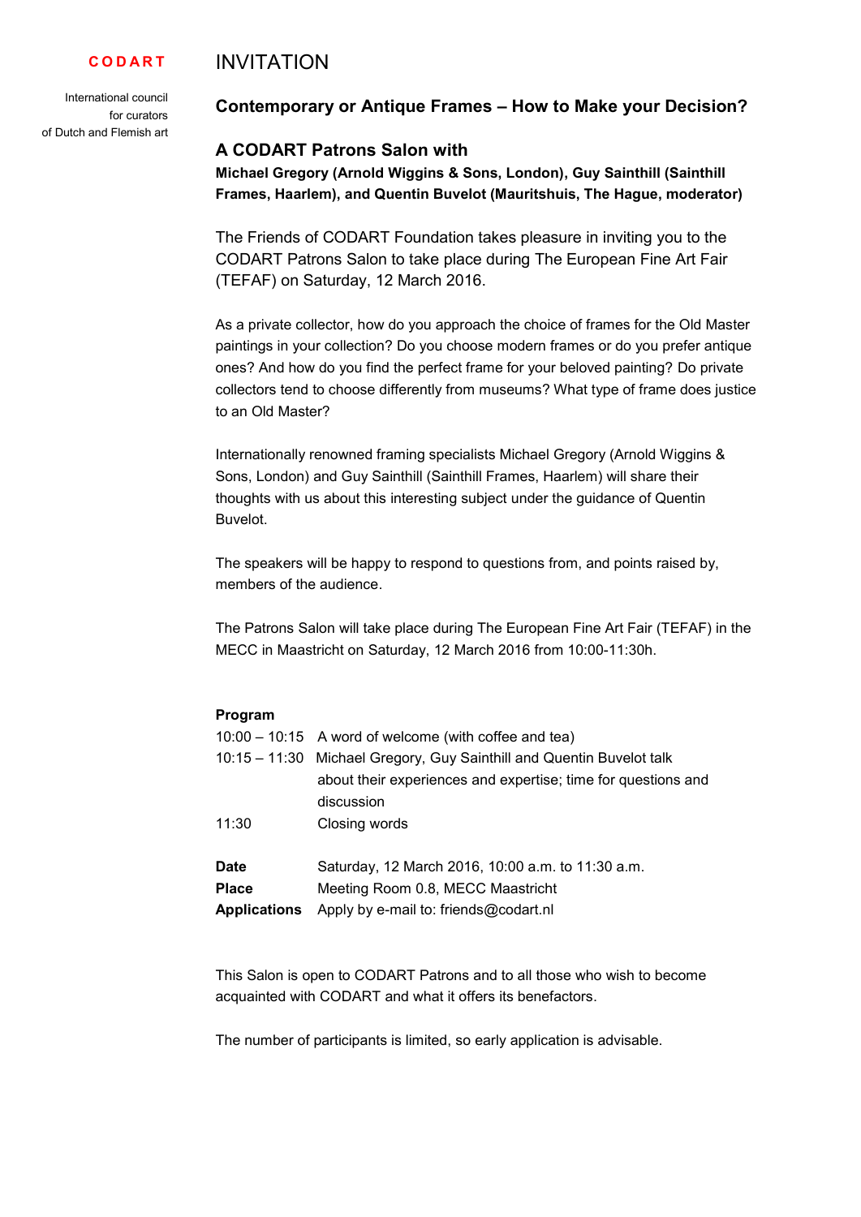**CODART**

International council
for curators
of Dutch and Flemish art

# INVITATION

## Contemporary or Antique Frames – How to Make your Decision?

### A CODART Patrons Salon with

**Michael Gregory (Arnold Wiggins & Sons, London), Guy Sainthill (Sainthill Frames, Haarlem), and Quentin Buvelot (Mauritshuis, The Hague, moderator)**

The Friends of CODART Foundation takes pleasure in inviting you to the CODART Patrons Salon to take place during The European Fine Art Fair (TEFAF) on Saturday, 12 March 2016.

As a private collector, how do you approach the choice of frames for the Old Master paintings in your collection? Do you choose modern frames or do you prefer antique ones? And how do you find the perfect frame for your beloved painting? Do private collectors tend to choose differently from museums? What type of frame does justice to an Old Master?

Internationally renowned framing specialists Michael Gregory (Arnold Wiggins & Sons, London) and Guy Sainthill (Sainthill Frames, Haarlem) will share their thoughts with us about this interesting subject under the guidance of Quentin Buvelot.

The speakers will be happy to respond to questions from, and points raised by, members of the audience.

The Patrons Salon will take place during The European Fine Art Fair (TEFAF) in the MECC in Maastricht on Saturday, 12 March 2016 from 10:00-11:30h.

**Program**

| | |
|---|---|
| 10:00 – 10:15 | A word of welcome (with coffee and tea) |
| 10:15 – 11:30 | Michael Gregory, Guy Sainthill and Quentin Buvelot talk about their experiences and expertise; time for questions and discussion |
| 11:30 | Closing words |

| | |
|---|---|
| **Date** | Saturday, 12 March 2016, 10:00 a.m. to 11:30 a.m. |
| **Place** | Meeting Room 0.8, MECC Maastricht |
| **Applications** | Apply by e-mail to: friends@codart.nl |

This Salon is open to CODART Patrons and to all those who wish to become acquainted with CODART and what it offers its benefactors.

The number of participants is limited, so early application is advisable.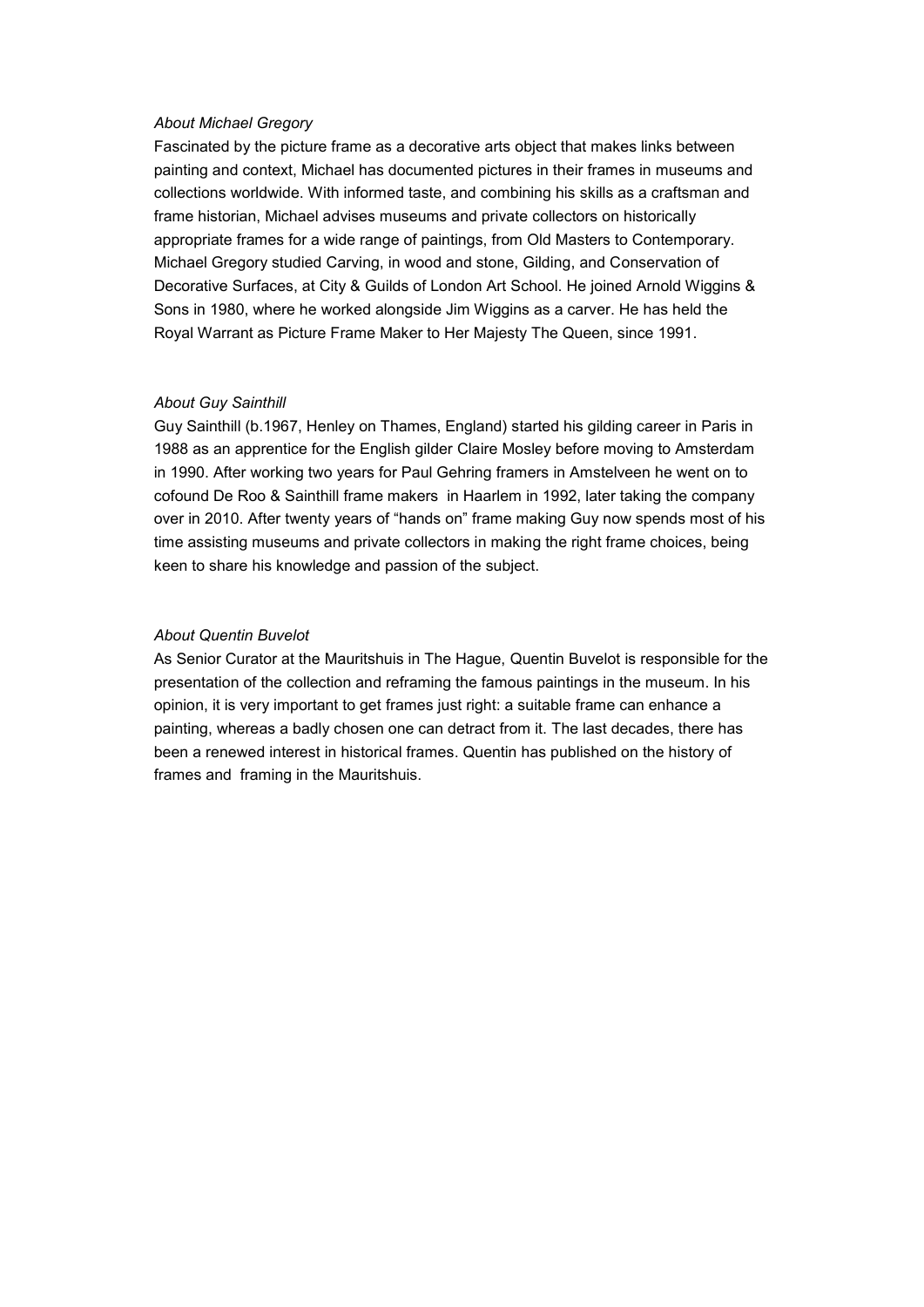*About Michael Gregory*

Fascinated by the picture frame as a decorative arts object that makes links between painting and context, Michael has documented pictures in their frames in museums and collections worldwide. With informed taste, and combining his skills as a craftsman and frame historian, Michael advises museums and private collectors on historically appropriate frames for a wide range of paintings, from Old Masters to Contemporary. Michael Gregory studied Carving, in wood and stone, Gilding, and Conservation of Decorative Surfaces, at City & Guilds of London Art School. He joined Arnold Wiggins & Sons in 1980, where he worked alongside Jim Wiggins as a carver. He has held the Royal Warrant as Picture Frame Maker to Her Majesty The Queen, since 1991.

*About Guy Sainthill*

Guy Sainthill (b.1967, Henley on Thames, England) started his gilding career in Paris in 1988 as an apprentice for the English gilder Claire Mosley before moving to Amsterdam in 1990. After working two years for Paul Gehring framers in Amstelveen he went on to cofound De Roo & Sainthill frame makers in Haarlem in 1992, later taking the company over in 2010. After twenty years of "hands on" frame making Guy now spends most of his time assisting museums and private collectors in making the right frame choices, being keen to share his knowledge and passion of the subject.

*About Quentin Buvelot*

As Senior Curator at the Mauritshuis in The Hague, Quentin Buvelot is responsible for the presentation of the collection and reframing the famous paintings in the museum. In his opinion, it is very important to get frames just right: a suitable frame can enhance a painting, whereas a badly chosen one can detract from it. The last decades, there has been a renewed interest in historical frames. Quentin has published on the history of frames and framing in the Mauritshuis.